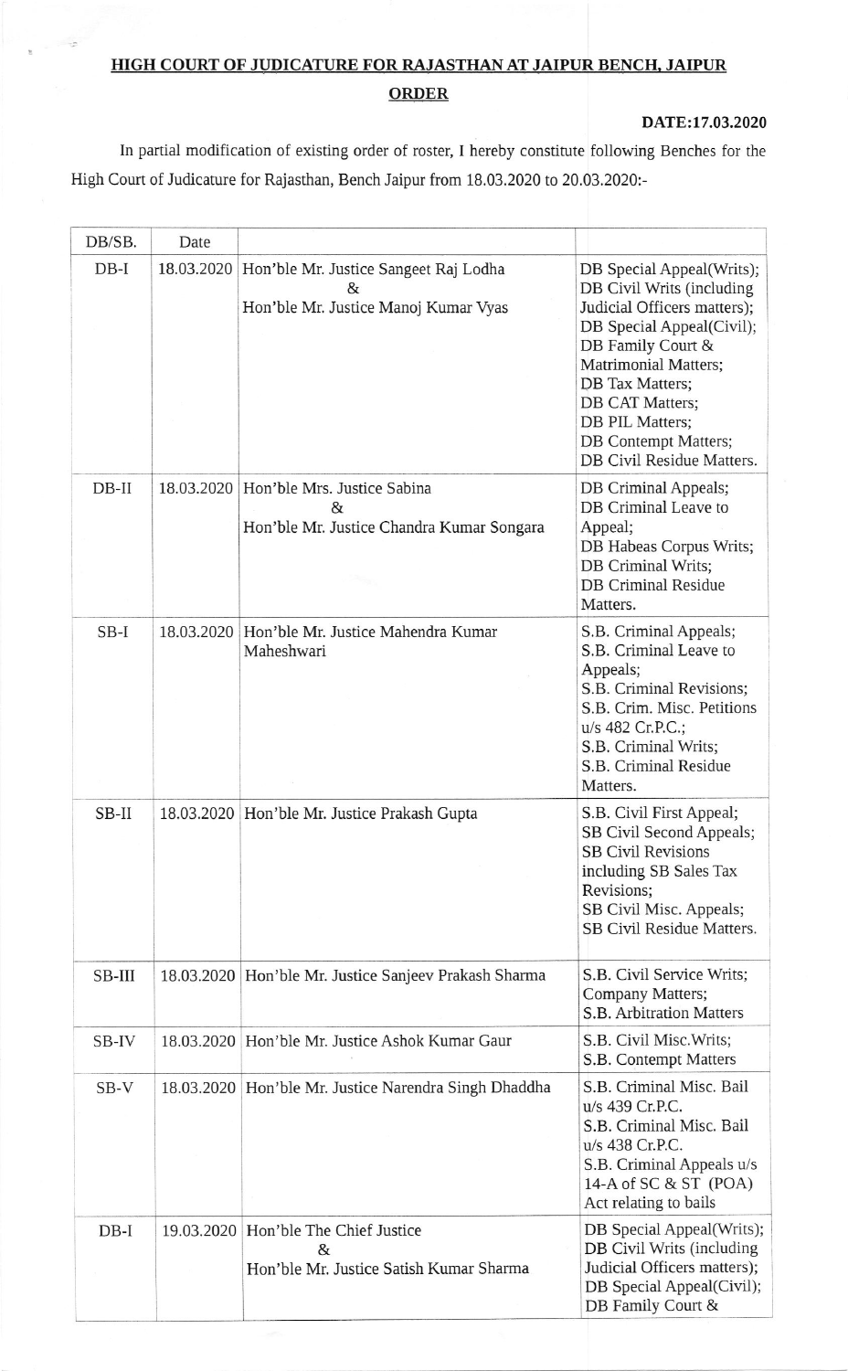## HIGH COURT OF JUDICATURE FOR RAJASTHAN AT JAIPUR BENCH, JAIPUR

## ORDER

**DATE:17.03.2020**

In partial modification of existing order of roster, I hereby constitute following Benches for the High Court of Judicature for Rajasthan, Bench Jaipur from 18.03.2020 to 20.03.2020:-

| DB/SB. | Date | | |
|---|---|---|---|
| DB-I | 18.03.2020 | Hon'ble Mr. Justice Sangeet Raj Lodha & Hon'ble Mr. Justice Manoj Kumar Vyas | DB Special Appeal(Writs); DB Civil Writs (including Judicial Officers matters); DB Special Appeal(Civil); DB Family Court & Matrimonial Matters; DB Tax Matters; DB CAT Matters; DB PIL Matters; DB Contempt Matters; DB Civil Residue Matters. |
| DB-II | 18.03.2020 | Hon'ble Mrs. Justice Sabina & Hon'ble Mr. Justice Chandra Kumar Songara | DB Criminal Appeals; DB Criminal Leave to Appeal; DB Habeas Corpus Writs; DB Criminal Writs; DB Criminal Residue Matters. |
| SB-I | 18.03.2020 | Hon'ble Mr. Justice Mahendra Kumar Maheshwari | S.B. Criminal Appeals; S.B. Criminal Leave to Appeals; S.B. Criminal Revisions; S.B. Crim. Misc. Petitions u/s 482 Cr.P.C.; S.B. Criminal Writs; S.B. Criminal Residue Matters. |
| SB-II | 18.03.2020 | Hon'ble Mr. Justice Prakash Gupta | S.B. Civil First Appeal; SB Civil Second Appeals; SB Civil Revisions including SB Sales Tax Revisions; SB Civil Misc. Appeals; SB Civil Residue Matters. |
| SB-III | 18.03.2020 | Hon'ble Mr. Justice Sanjeev Prakash Sharma | S.B. Civil Service Writs; Company Matters; S.B. Arbitration Matters |
| SB-IV | 18.03.2020 | Hon'ble Mr. Justice Ashok Kumar Gaur | S.B. Civil Misc.Writs; S.B. Contempt Matters |
| SB-V | 18.03.2020 | Hon'ble Mr. Justice Narendra Singh Dhaddha | S.B. Criminal Misc. Bail u/s 439 Cr.P.C. S.B. Criminal Misc. Bail u/s 438 Cr.P.C. S.B. Criminal Appeals u/s 14-A of SC & ST (POA) Act relating to bails |
| DB-I | 19.03.2020 | Hon'ble The Chief Justice & Hon'ble Mr. Justice Satish Kumar Sharma | DB Special Appeal(Writs); DB Civil Writs (including Judicial Officers matters); DB Special Appeal(Civil); DB Family Court & |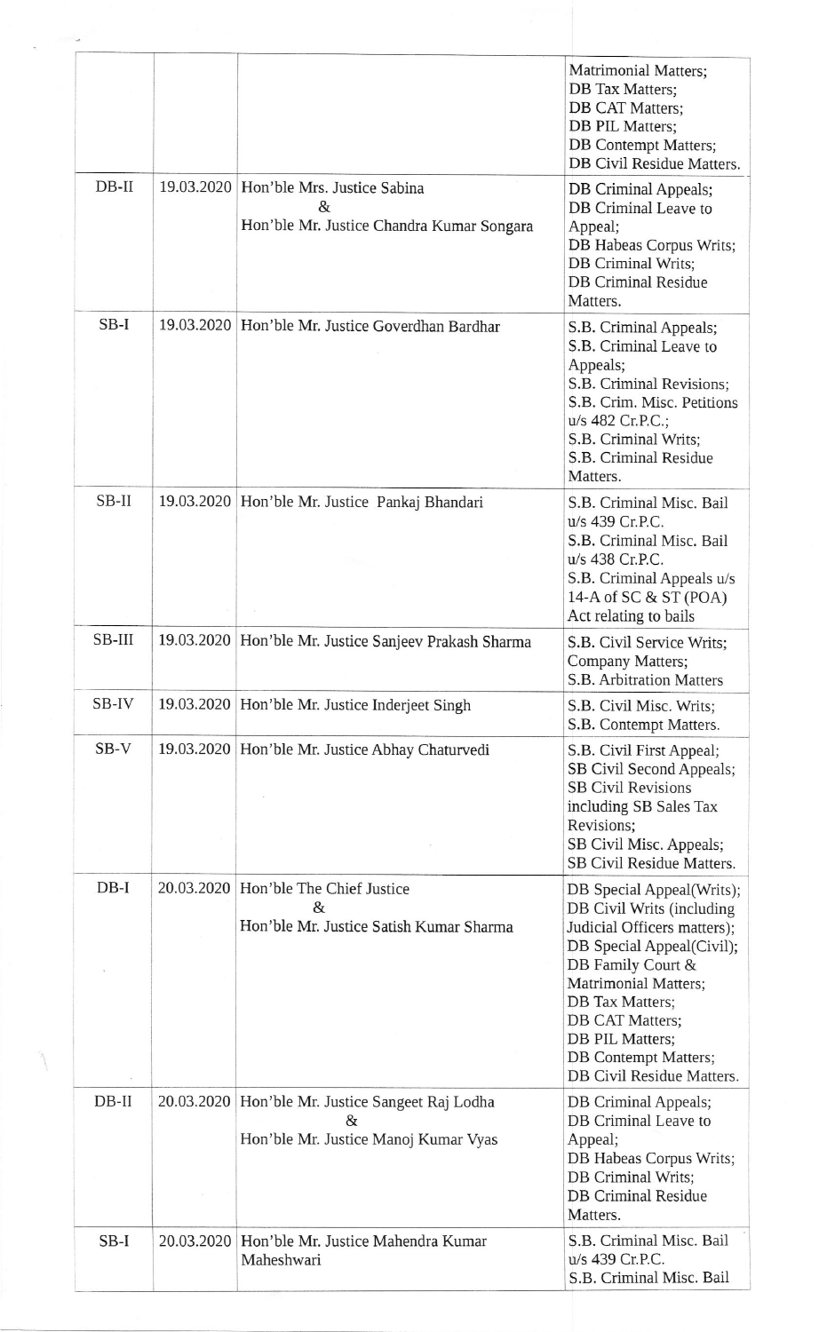| | | | |
|---|---|---|---|
| | | | Matrimonial Matters;<br>DB Tax Matters;<br>DB CAT Matters;<br>DB PIL Matters;<br>DB Contempt Matters;<br>DB Civil Residue Matters. |
| DB-II | 19.03.2020 | Hon'ble Mrs. Justice Sabina<br>&<br>Hon'ble Mr. Justice Chandra Kumar Songara | DB Criminal Appeals;<br>DB Criminal Leave to Appeal;<br>DB Habeas Corpus Writs;<br>DB Criminal Writs;<br>DB Criminal Residue Matters. |
| SB-I | 19.03.2020 | Hon'ble Mr. Justice Goverdhan Bardhar | S.B. Criminal Appeals;<br>S.B. Criminal Leave to Appeals;<br>S.B. Criminal Revisions;<br>S.B. Crim. Misc. Petitions u/s 482 Cr.P.C.;<br>S.B. Criminal Writs;<br>S.B. Criminal Residue Matters. |
| SB-II | 19.03.2020 | Hon'ble Mr. Justice Pankaj Bhandari | S.B. Criminal Misc. Bail u/s 439 Cr.P.C.<br>S.B. Criminal Misc. Bail u/s 438 Cr.P.C.<br>S.B. Criminal Appeals u/s 14-A of SC & ST (POA) Act relating to bails |
| SB-III | 19.03.2020 | Hon'ble Mr. Justice Sanjeev Prakash Sharma | S.B. Civil Service Writs;<br>Company Matters;<br>S.B. Arbitration Matters |
| SB-IV | 19.03.2020 | Hon'ble Mr. Justice Inderjeet Singh | S.B. Civil Misc. Writs;<br>S.B. Contempt Matters. |
| SB-V | 19.03.2020 | Hon'ble Mr. Justice Abhay Chaturvedi | S.B. Civil First Appeal;<br>SB Civil Second Appeals;<br>SB Civil Revisions including SB Sales Tax Revisions;<br>SB Civil Misc. Appeals;<br>SB Civil Residue Matters. |
| DB-I | 20.03.2020 | Hon'ble The Chief Justice<br>&<br>Hon'ble Mr. Justice Satish Kumar Sharma | DB Special Appeal(Writs);<br>DB Civil Writs (including Judicial Officers matters);<br>DB Special Appeal(Civil);<br>DB Family Court & Matrimonial Matters;<br>DB Tax Matters;<br>DB CAT Matters;<br>DB PIL Matters;<br>DB Contempt Matters;<br>DB Civil Residue Matters. |
| DB-II | 20.03.2020 | Hon'ble Mr. Justice Sangeet Raj Lodha<br>&<br>Hon'ble Mr. Justice Manoj Kumar Vyas | DB Criminal Appeals;<br>DB Criminal Leave to Appeal;<br>DB Habeas Corpus Writs;<br>DB Criminal Writs;<br>DB Criminal Residue Matters. |
| SB-I | 20.03.2020 | Hon'ble Mr. Justice Mahendra Kumar Maheshwari | S.B. Criminal Misc. Bail u/s 439 Cr.P.C.<br>S.B. Criminal Misc. Bail |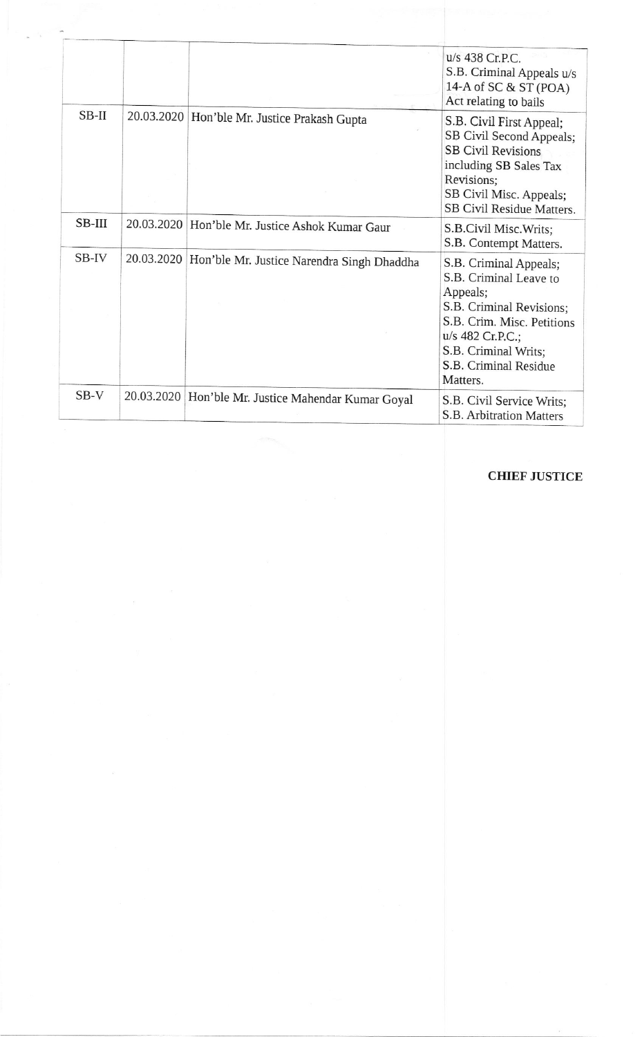| | | | |
|---|---|---|---|
| | | | u/s 438 Cr.P.C.<br>S.B. Criminal Appeals u/s 14-A of SC & ST (POA) Act relating to bails |
| SB-II | 20.03.2020 | Hon'ble Mr. Justice Prakash Gupta | S.B. Civil First Appeal;<br>SB Civil Second Appeals;<br>SB Civil Revisions including SB Sales Tax Revisions;<br>SB Civil Misc. Appeals;<br>SB Civil Residue Matters. |
| SB-III | 20.03.2020 | Hon'ble Mr. Justice Ashok Kumar Gaur | S.B.Civil Misc.Writs;<br>S.B. Contempt Matters. |
| SB-IV | 20.03.2020 | Hon'ble Mr. Justice Narendra Singh Dhaddha | S.B. Criminal Appeals;<br>S.B. Criminal Leave to Appeals;<br>S.B. Criminal Revisions;<br>S.B. Crim. Misc. Petitions u/s 482 Cr.P.C.;<br>S.B. Criminal Writs;<br>S.B. Criminal Residue Matters. |
| SB-V | 20.03.2020 | Hon'ble Mr. Justice Mahendar Kumar Goyal | S.B. Civil Service Writs;<br>S.B. Arbitration Matters |

**CHIEF JUSTICE**